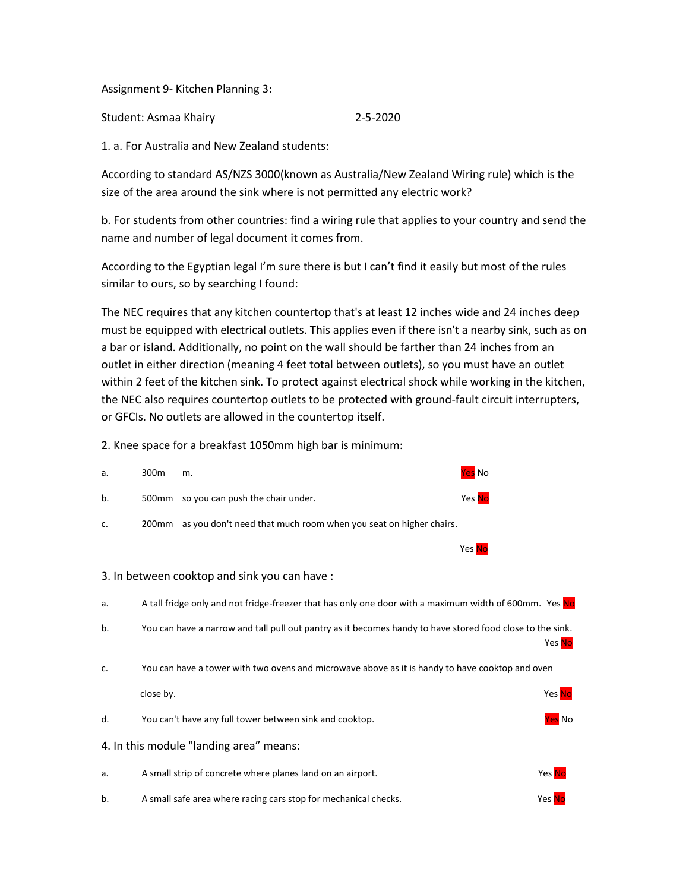Assignment 9- Kitchen Planning 3:

Student: Asmaa Khairy 2-5-2020

1. a. For Australia and New Zealand students:

According to standard AS/NZS 3000(known as Australia/New Zealand Wiring rule) which is the size of the area around the sink where is not permitted any electric work?

b. For students from other countries: find a wiring rule that applies to your country and send the name and number of legal document it comes from.

According to the Egyptian legal I'm sure there is but I can't find it easily but most of the rules similar to ours, so by searching I found:

The NEC requires that any kitchen countertop that's at least 12 inches wide and 24 inches deep must be equipped with electrical outlets. This applies even if there isn't a nearby sink, such as on a bar or island. Additionally, no point on the wall should be farther than 24 inches from an outlet in either direction (meaning 4 feet total between outlets), so you must have an outlet within 2 feet of the kitchen sink. To protect against electrical shock while working in the kitchen, the NEC also requires countertop outlets to be protected with ground-fault circuit interrupters, or GFCIs. No outlets are allowed in the countertop itself.

2. Knee space for a breakfast 1050mm high bar is minimum:

a. 300m m. **Yes** No

b. 500mm so you can push the chair under. Yes **No**

c. 200mm as you don't need that much room when you seat on higher chairs.

Yes **No**

3. In between cooktop and sink you can have :

a. A tall fridge only and not fridge-freezer that has only one door with a maximum width of 600mm. Yes **No**

b. You can have a narrow and tall pull out pantry as it becomes handy to have stored food close to the sink. Yes **No**

c. You can have a tower with two ovens and microwave above as it is handy to have cooktop and oven close by. Yes **No**

d. You can't have any full tower between sink and cooktop. **Yes** No

4. In this module "landing area" means:

a. A small strip of concrete where planes land on an airport. Yes **No**

b. A small safe area where racing cars stop for mechanical checks. Yes **No**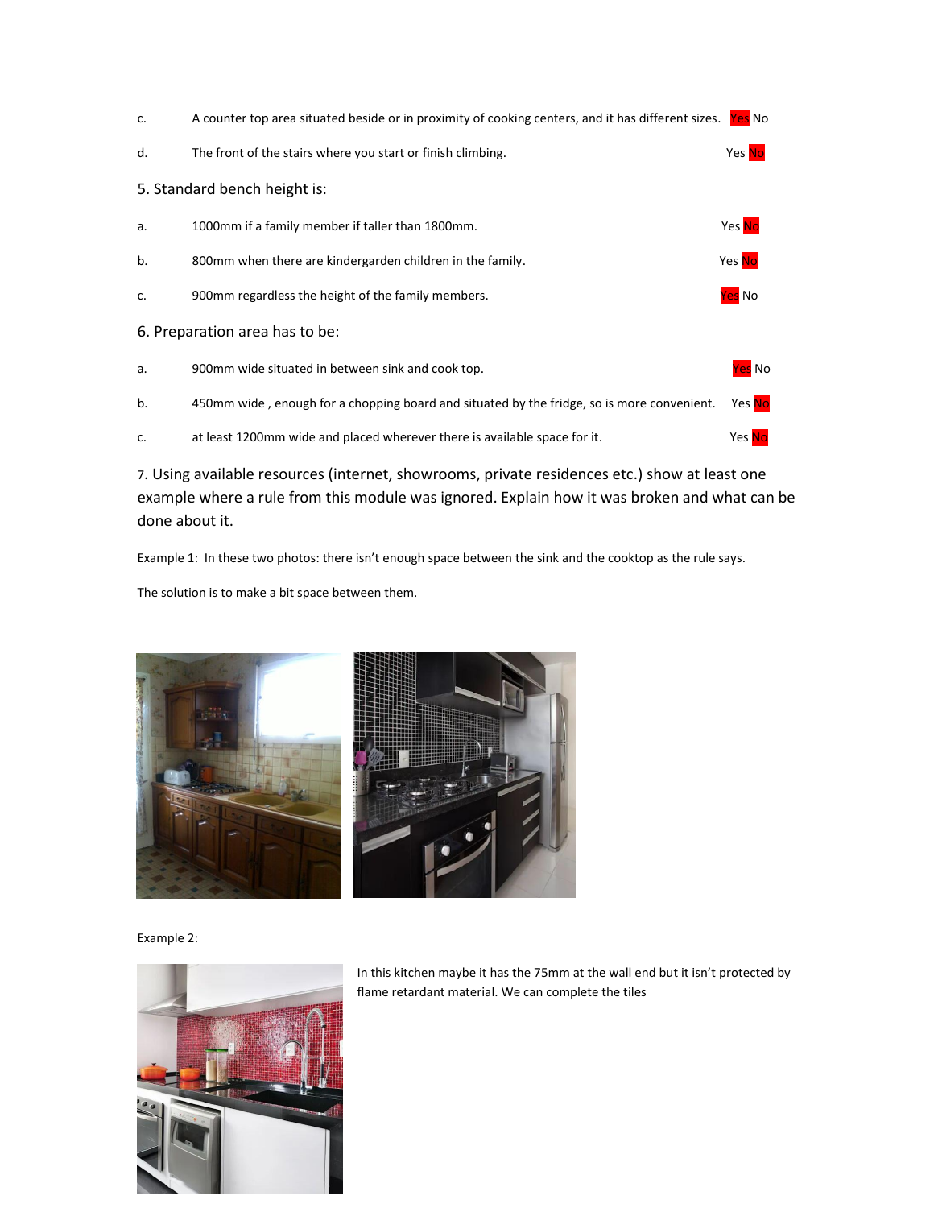c. A counter top area situated beside or in proximity of cooking centers, and it has different sizes. Yes No

d. The front of the stairs where you start or finish climbing. Yes No

5. Standard bench height is:

a. 1000mm if a family member if taller than 1800mm. Yes No

b. 800mm when there are kindergarden children in the family. Yes No

c. 900mm regardless the height of the family members. Yes No

6. Preparation area has to be:

a. 900mm wide situated in between sink and cook top. Yes No

b. 450mm wide , enough for a chopping board and situated by the fridge, so is more convenient. Yes No

c. at least 1200mm wide and placed wherever there is available space for it. Yes No

7. Using available resources (internet, showrooms, private residences etc.) show at least one example where a rule from this module was ignored. Explain how it was broken and what can be done about it.

Example 1: In these two photos: there isn't enough space between the sink and the cooktop as the rule says.

The solution is to make a bit space between them.

Example 2:

In this kitchen maybe it has the 75mm at the wall end but it isn't protected by flame retardant material. We can complete the tiles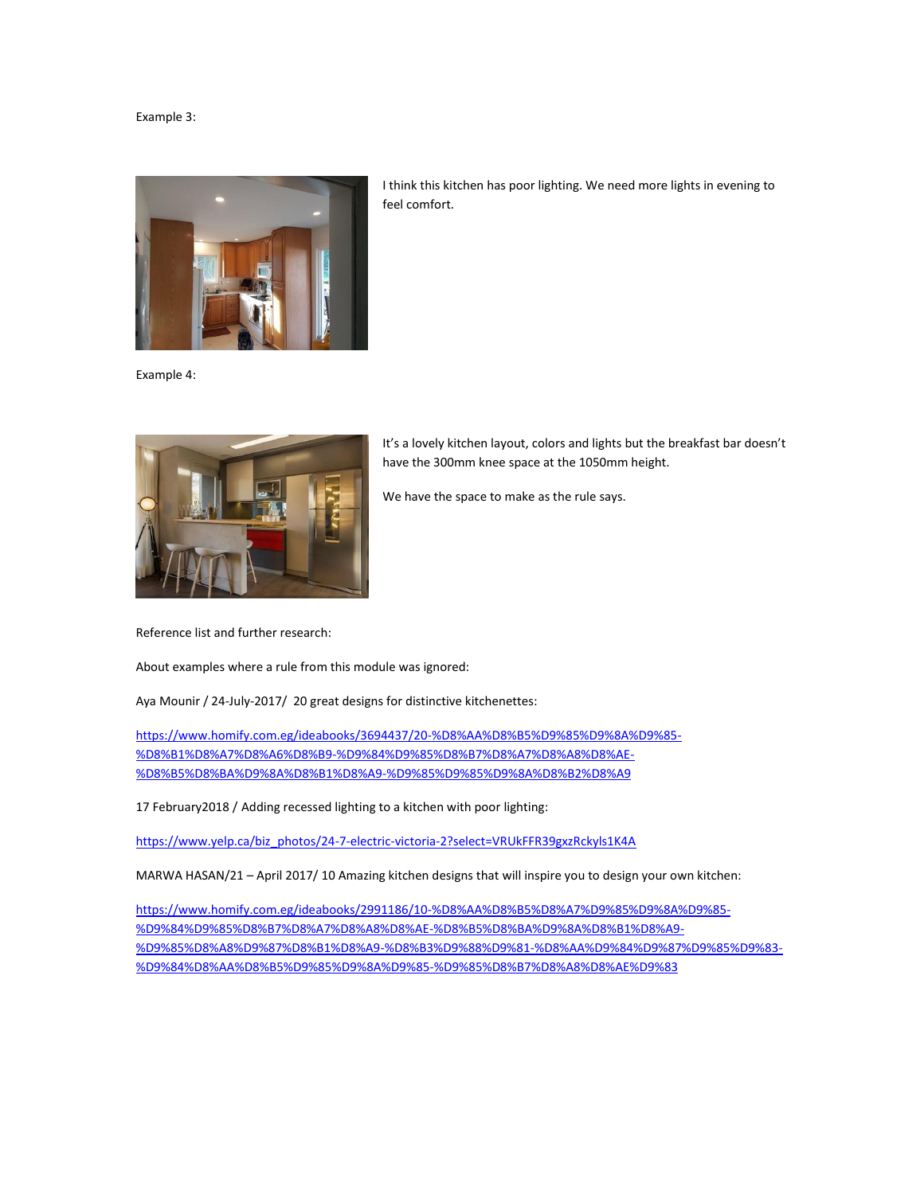Example 3:

I think this kitchen has poor lighting. We need more lights in evening to feel comfort.

Example 4:

It's a lovely kitchen layout, colors and lights but the breakfast bar doesn't have the 300mm knee space at the 1050mm height.

We have the space to make as the rule says.

Reference list and further research:

About examples where a rule from this module was ignored:

Aya Mounir / 24-July-2017/ 20 great designs for distinctive kitchenettes:

https://www.homify.com.eg/ideabooks/3694437/20-%D8%AA%D8%B5%D9%85%D9%8A%D9%85-%D8%B1%D8%A7%D8%A6%D8%B9-%D9%84%D9%85%D8%B7%D8%A7%D8%A8%D8%AE-%D8%B5%D8%BA%D9%8A%D8%B1%D8%A9-%D9%85%D9%85%D9%8A%D8%B2%D8%A9

17 February2018 / Adding recessed lighting to a kitchen with poor lighting:

https://www.yelp.ca/biz_photos/24-7-electric-victoria-2?select=VRUkFFR39gxzRckyls1K4A

MARWA HASAN/21 – April 2017/ 10 Amazing kitchen designs that will inspire you to design your own kitchen:

https://www.homify.com.eg/ideabooks/2991186/10-%D8%AA%D8%B5%D8%A7%D9%85%D9%8A%D9%85-%D9%84%D9%85%D8%B7%D8%A7%D8%A8%D8%AE-%D8%B5%D8%BA%D9%8A%D8%B1%D8%A9-%D9%85%D8%A8%D9%87%D8%B1%D8%A9-%D8%B3%D9%88%D9%81-%D8%AA%D9%84%D9%87%D9%85%D9%83-%D9%84%D8%AA%D8%B5%D9%85%D9%8A%D9%85-%D9%85%D8%B7%D8%A8%D8%AE%D9%83